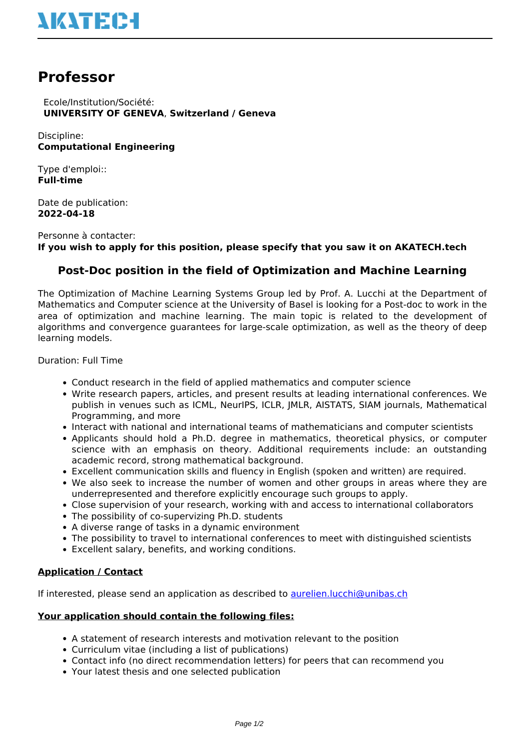# Professor

Ecole/Institution/Société:
**UNIVERSITY OF GENEVA**, **Switzerland / Geneva**

Discipline:
**Computational Engineering**

Type d'emploi::
**Full-time**

Date de publication:
**2022-04-18**

Personne à contacter:
**If you wish to apply for this position, please specify that you saw it on AKATECH.tech**

## Post-Doc position in the field of Optimization and Machine Learning

The Optimization of Machine Learning Systems Group led by Prof. A. Lucchi at the Department of Mathematics and Computer science at the University of Basel is looking for a Post-doc to work in the area of optimization and machine learning. The main topic is related to the development of algorithms and convergence guarantees for large-scale optimization, as well as the theory of deep learning models.

Duration: Full Time

- Conduct research in the field of applied mathematics and computer science
- Write research papers, articles, and present results at leading international conferences. We publish in venues such as ICML, NeurIPS, ICLR, JMLR, AISTATS, SIAM journals, Mathematical Programming, and more
- Interact with national and international teams of mathematicians and computer scientists
- Applicants should hold a Ph.D. degree in mathematics, theoretical physics, or computer science with an emphasis on theory. Additional requirements include: an outstanding academic record, strong mathematical background.
- Excellent communication skills and fluency in English (spoken and written) are required.
- We also seek to increase the number of women and other groups in areas where they are underrepresented and therefore explicitly encourage such groups to apply.
- Close supervision of your research, working with and access to international collaborators
- The possibility of co-supervizing Ph.D. students
- A diverse range of tasks in a dynamic environment
- The possibility to travel to international conferences to meet with distinguished scientists
- Excellent salary, benefits, and working conditions.

**Application / Contact**

If interested, please send an application as described to aurelien.lucchi@unibas.ch

**Your application should contain the following files:**

- A statement of research interests and motivation relevant to the position
- Curriculum vitae (including a list of publications)
- Contact info (no direct recommendation letters) for peers that can recommend you
- Your latest thesis and one selected publication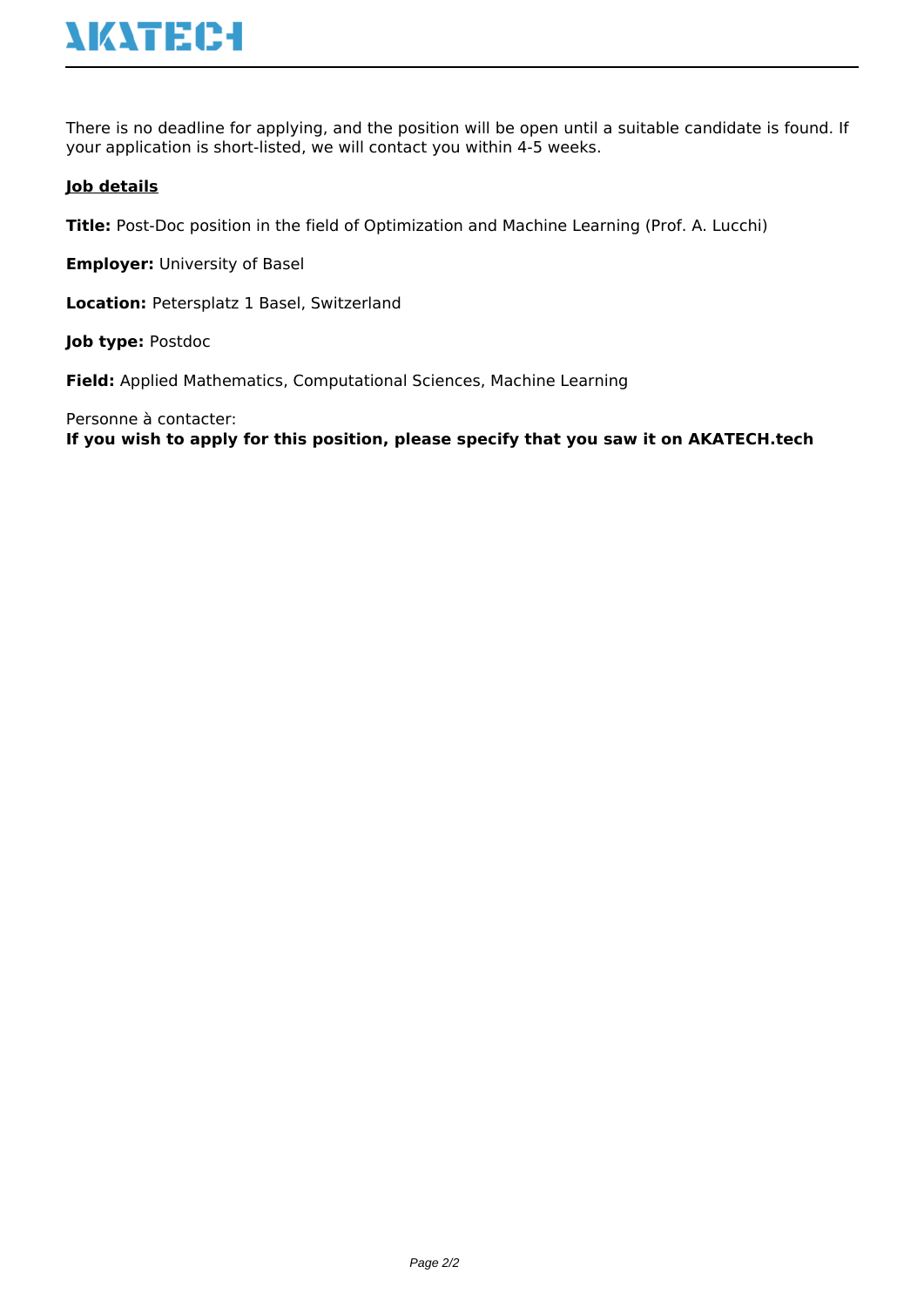There is no deadline for applying, and the position will be open until a suitable candidate is found. If your application is short-listed, we will contact you within 4-5 weeks.

**Job details**

**Title:** Post-Doc position in the field of Optimization and Machine Learning (Prof. A. Lucchi)

**Employer:** University of Basel

**Location:** Petersplatz 1 Basel, Switzerland

**Job type:** Postdoc

**Field:** Applied Mathematics, Computational Sciences, Machine Learning

Personne à contacter:
**If you wish to apply for this position, please specify that you saw it on AKATECH.tech**